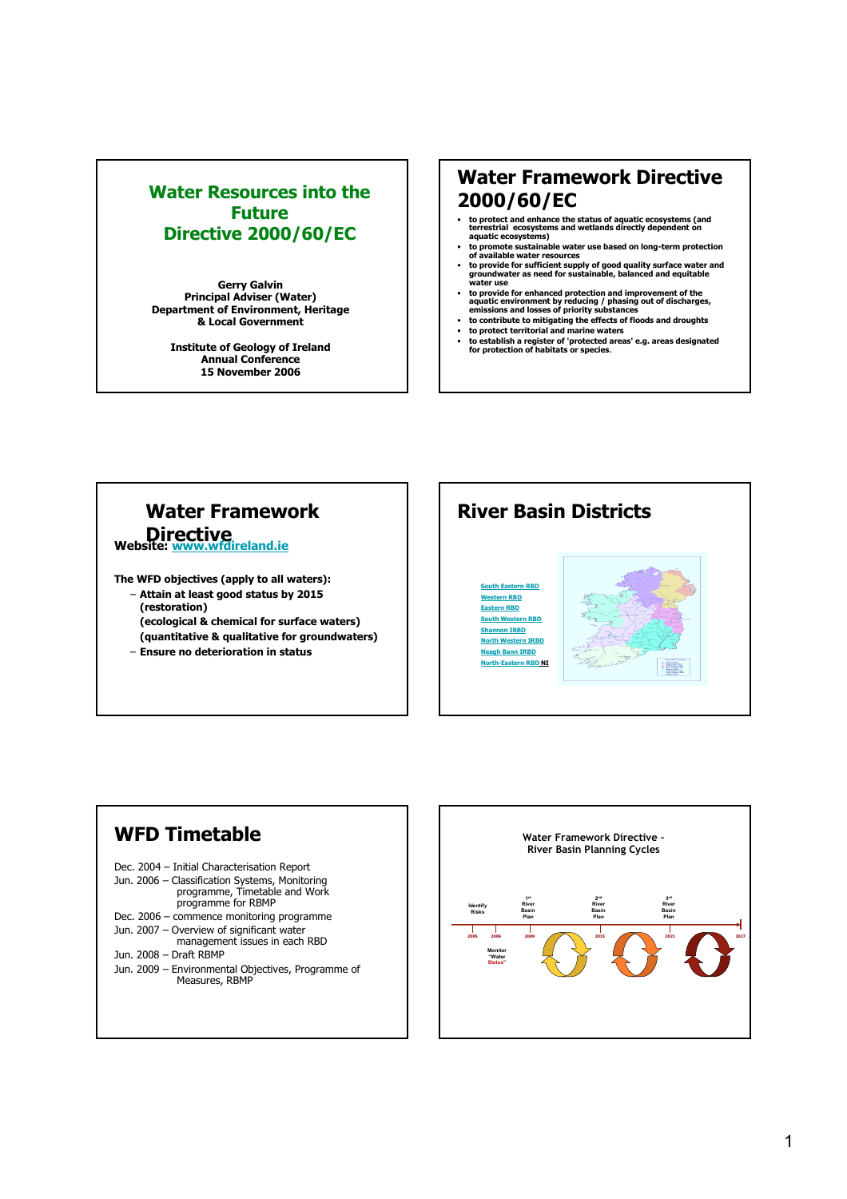# Water Resources into the Future
# Directive 2000/60/EC

**Gerry Galvin**
**Principal Adviser (Water)**
**Department of Environment, Heritage & Local Government**

**Institute of Geology of Ireland**
**Annual Conference**
**15 November 2006**

## Water Framework Directive 2000/60/EC

- **to protect and enhance the status of aquatic ecosystems (and terrestrial ecosystems and wetlands directly dependent on aquatic ecosystems)**
- **to promote sustainable water use based on long-term protection of available water resources**
- **to provide for sufficient supply of good quality surface water and groundwater as need for sustainable, balanced and equitable water use**
- **to provide for enhanced protection and improvement of the aquatic environment by reducing / phasing out of discharges, emissions and losses of priority substances**
- **to contribute to mitigating the effects of floods and droughts**
- **to protect territorial and marine waters**
- **to establish a register of 'protected areas' e.g. areas designated for protection of habitats or species.**

## Water Framework Directive

**Website: www.wfdireland.ie**

**The WFD objectives (apply to all waters):**

- **Attain at least good status by 2015 (restoration)**
  **(ecological & chemical for surface waters)**
  **(quantitative & qualitative for groundwaters)**
- **Ensure no deterioration in status**

## River Basin Districts

- South Eastern RBD
- Western RBD
- Eastern RBD
- South Western RBD
- Shannon IRBD
- North Western IRBD
- Neagh Bann IRBD
- North-Eastern RBD NI

## WFD Timetable

Dec. 2004 – Initial Characterisation Report
Jun. 2006 – Classification Systems, Monitoring programme, Timetable and Work programme for RBMP
Dec. 2006 – commence monitoring programme
Jun. 2007 – Overview of significant water management issues in each RBD
Jun. 2008 – Draft RBMP
Jun. 2009 – Environmental Objectives, Programme of Measures, RBMP

**Water Framework Directive - River Basin Planning Cycles**

Identify Risks — 2005
Monitor "Water Status" — 2006
1st River Basin Plan — 2009
2nd River Basin Plan — 2015
3rd River Basin Plan — 2021
2027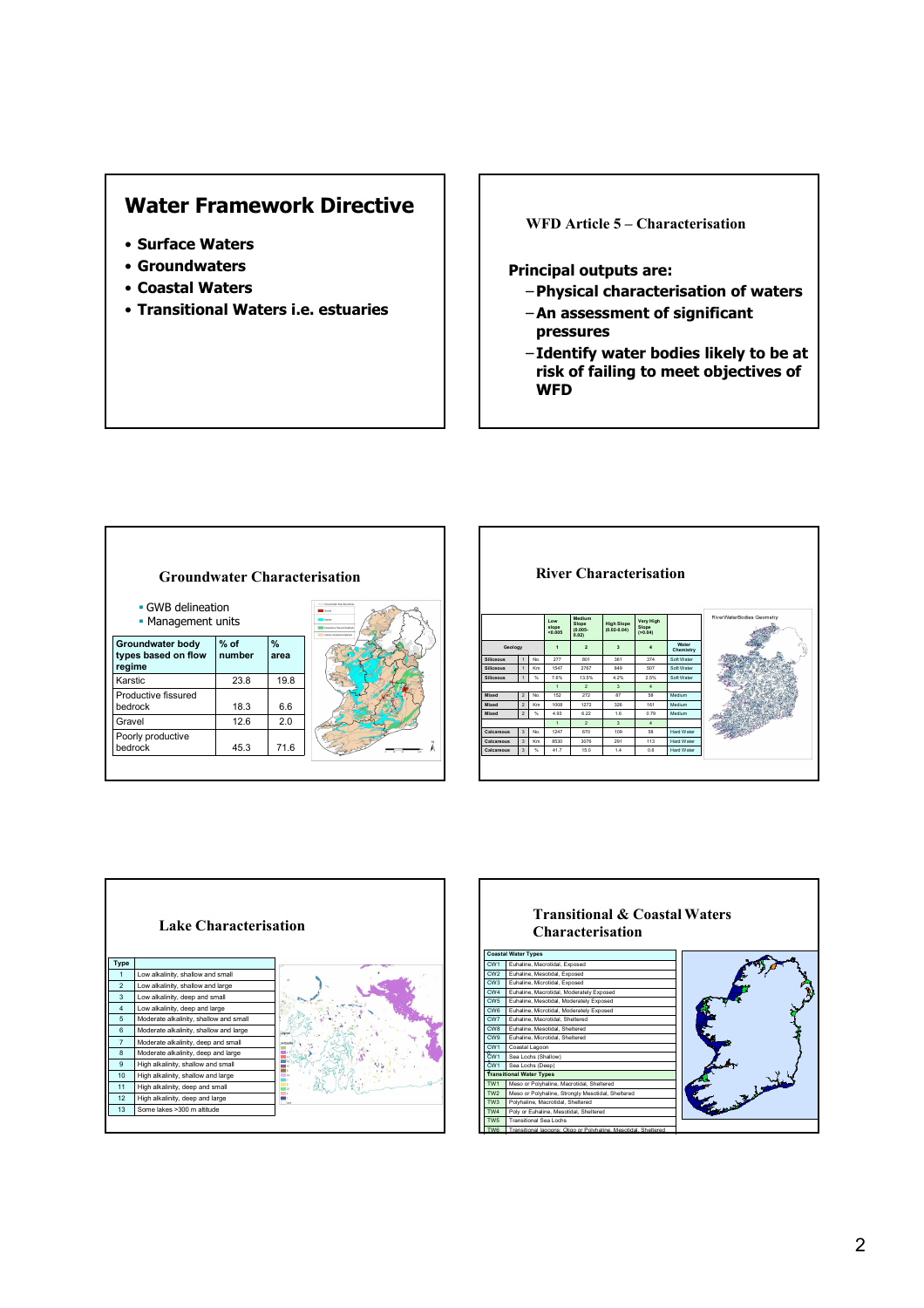# Water Framework Directive

- Surface Waters
- Groundwaters
- Coastal Waters
- Transitional Waters i.e. estuaries

## WFD Article 5 – Characterisation

**Principal outputs are:**

- Physical characterisation of waters
- An assessment of significant pressures
- Identify water bodies likely to be at risk of failing to meet objectives of WFD

## Groundwater Characterisation

- GWB delineation
- Management units

| Groundwater body types based on flow regime | % of number | % area |
|---|---|---|
| Karstic | 23.8 | 19.8 |
| Productive fissured bedrock | 18.3 | 6.6 |
| Gravel | 12.6 | 2.0 |
| Poorly productive bedrock | 45.3 | 71.6 |

## River Characterisation

| | | | Low slope <0.005 | Medium Slope (0.005-0.02) | High Slope (0.02-0.04) | Very High Slope (>0.04) | |
|---|---|---|---|---|---|---|---|
| Geology | | | 1 | 2 | 3 | 4 | Water Chemistry |
| Siliceous | 1 | No. | 277 | 501 | 361 | 374 | Soft Water |
| Siliceous | 1 | Km | 1547 | 2767 | 849 | 507 | Soft Water |
| Siliceous | 1 | % | 7.6% | 13.5% | 4.2% | 2.5% | Soft Water |
| | | | 1 | 2 | 3 | 4 | |
| Mixed | 2 | No. | 152 | 272 | 87 | 58 | Medium |
| Mixed | 2 | Km | 1008 | 1272 | 326 | 161 | Medium |
| Mixed | 2 | % | 4.93 | 6.22 | 1.6 | 0.79 | Medium |
| | | | 1 | 2 | 3 | 4 | |
| Calcareous | 3 | No. | 1247 | 670 | 109 | 58 | Hard Water |
| Calcareous | 3 | Km | 8530 | 3076 | 291 | 113 | Hard Water |
| Calcareous | 3 | % | 41.7 | 15.0 | 1.4 | 0.6 | Hard Water |

RiverWaterBodies Geometry

## Lake Characterisation

| Type | |
|---|---|
| 1 | Low alkalinity, shallow and small |
| 2 | Low alkalinity, shallow and large |
| 3 | Low alkalinity, deep and small |
| 4 | Low alkalinity, deep and large |
| 5 | Moderate alkalinity, shallow and small |
| 6 | Moderate alkalinity, shallow and large |
| 7 | Moderate alkalinity, deep and small |
| 8 | Moderate alkalinity, deep and large |
| 9 | High alkalinity, shallow and small |
| 10 | High alkalinity, shallow and large |
| 11 | High alkalinity, deep and small |
| 12 | High alkalinity, deep and large |
| 13 | Some lakes >300 m altitude |

## Transitional & Coastal Waters Characterisation

| Coastal Water Types | |
|---|---|
| CW1 | Euhaline, Macrotidal, Exposed |
| CW2 | Euhaline, Mesotidal, Exposed |
| CW3 | Euhaline, Microtidal, Exposed |
| CW4 | Euhaline, Macrotidal, Moderately Exposed |
| CW5 | Euhaline, Mesotidal, Moderately Exposed |
| CW6 | Euhaline, Microtidal, Moderately Exposed |
| CW7 | Euhaline, Macrotidal, Sheltered |
| CW8 | Euhaline, Mesotidal, Sheltered |
| CW9 | Euhaline, Microtidal, Sheltered |
| CW1 | Coastal Lagoon |
| CW1 | Sea Lochs (Shallow) |
| CW1 | Sea Lochs (Deep) |
| **Transitional Water Types** | |
| TW1 | Meso or Polyhaline, Macrotidal, Sheltered |
| TW2 | Meso or Polyhaline, Strongly Mesotidal, Sheltered |
| TW3 | Polyhaline, Macrotidal, Sheltered |
| TW4 | Poly or Euhaline, Mesotidal, Sheltered |
| TW5 | Transitional Sea Lochs |
| TW6 | Transitional lagoons, Oligo or Polyhaline, Mesotidal, Sheltered |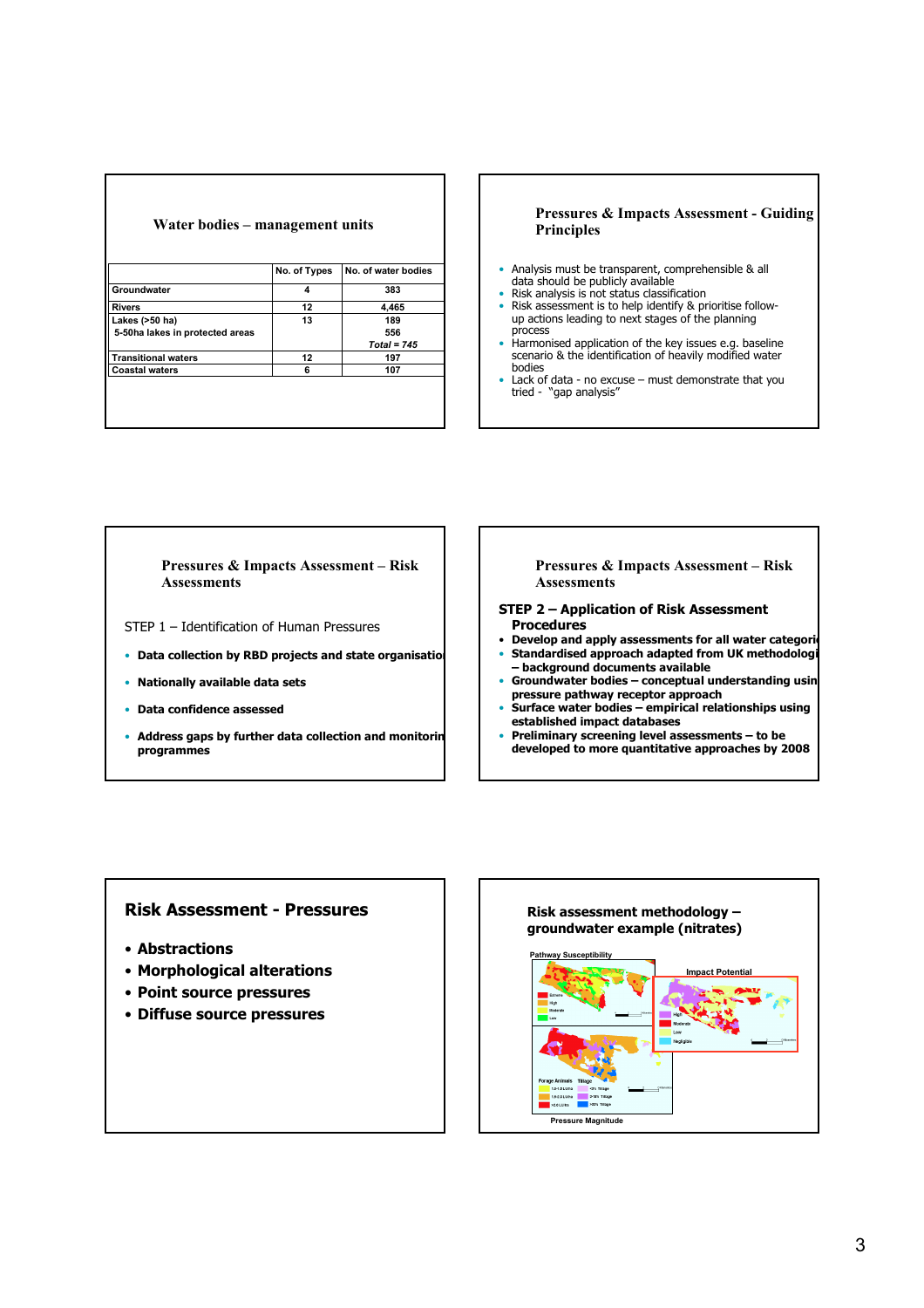## Water bodies – management units

| | No. of Types | No. of water bodies |
|---|---|---|
| Groundwater | 4 | 383 |
| Rivers | 12 | 4,465 |
| Lakes (>50 ha)<br>5-50ha lakes in protected areas | 13 | 189<br>556<br>*Total = 745* |
| Transitional waters | 12 | 197 |
| Coastal waters | 6 | 107 |

## Pressures & Impacts Assessment - Guiding Principles

- Analysis must be transparent, comprehensible & all data should be publicly available
- Risk analysis is not status classification
- Risk assessment is to help identify & prioritise follow-up actions leading to next stages of the planning process
- Harmonised application of the key issues e.g. baseline scenario & the identification of heavily modified water bodies
- Lack of data - no excuse – must demonstrate that you tried - "gap analysis"

## Pressures & Impacts Assessment – Risk Assessments

STEP 1 – Identification of Human Pressures

- **Data collection by RBD projects and state organisatio**
- **Nationally available data sets**
- **Data confidence assessed**
- **Address gaps by further data collection and monitorin programmes**

## Pressures & Impacts Assessment – Risk Assessments

**STEP 2 – Application of Risk Assessment Procedures**

- **Develop and apply assessments for all water categori**
- **Standardised approach adapted from UK methodologi – background documents available**
- **Groundwater bodies – conceptual understanding usin pressure pathway receptor approach**
- **Surface water bodies – empirical relationships using established impact databases**
- **Preliminary screening level assessments – to be developed to more quantitative approaches by 2008**

## Risk Assessment - Pressures

- **Abstractions**
- **Morphological alterations**
- **Point source pressures**
- **Diffuse source pressures**

## Risk assessment methodology – groundwater example (nitrates)

Pathway Susceptibility

Impact Potential

Pressure Magnitude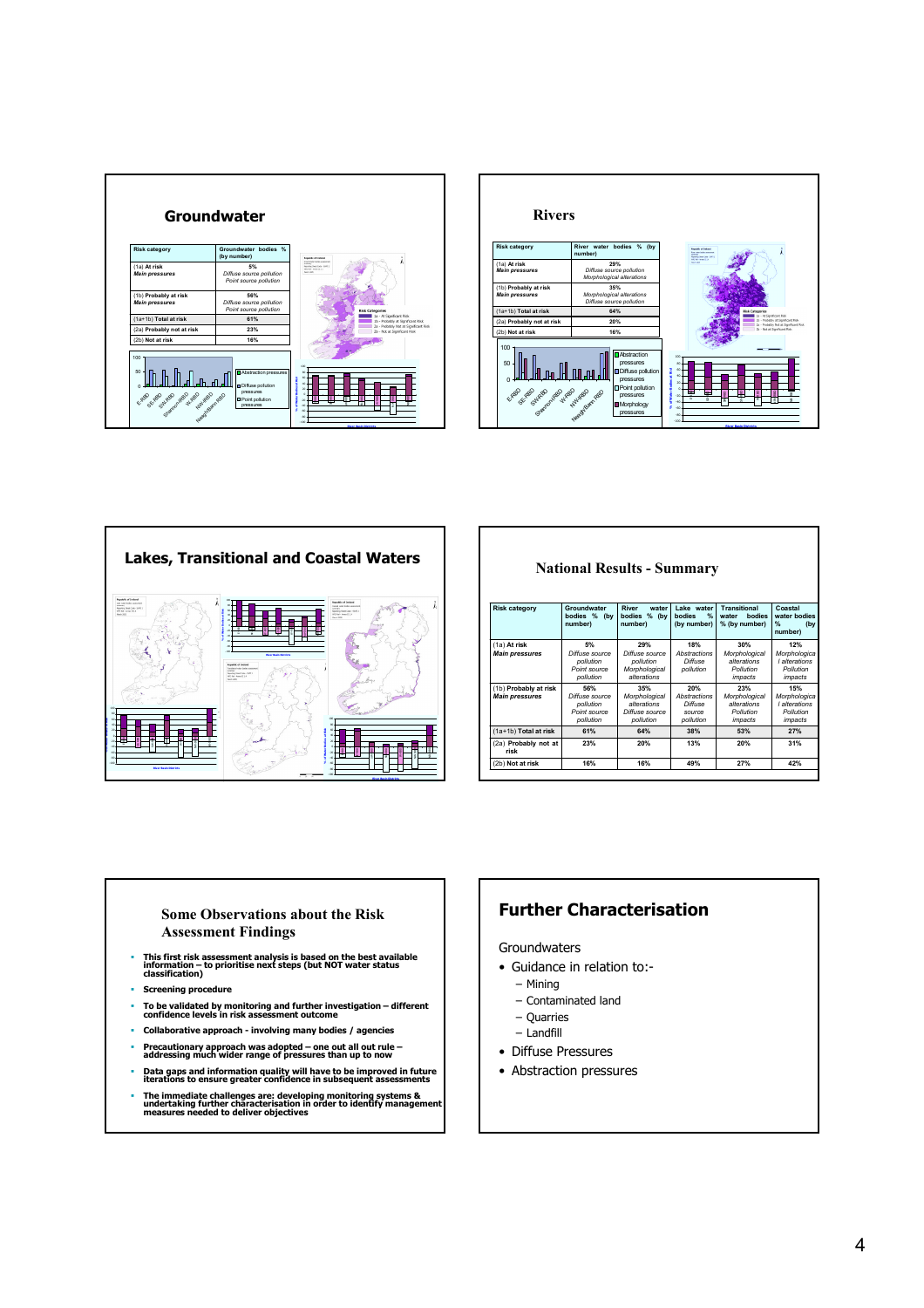## Groundwater

| Risk category | Groundwater bodies % (by number) |
|---|---|
| (1a) At risk *Main pressures* | 5% *Diffuse source pollution Point source pollution* |
| (1b) Probably at risk *Main pressures* | 56% *Diffuse source pollution Point source pollution* |
| (1a+1b) Total at risk | 61% |
| (2a) Probably not at risk | 23% |
| (2b) Not at risk | 16% |

## Rivers

| Risk category | River water bodies % (by number) |
|---|---|
| (1a) At risk *Main pressures* | 29% *Diffuse source pollution Morphological alterations* |
| (1b) Probably at risk *Main pressures* | 35% *Morphological alterations Diffuse source pollution* |
| (1a+1b) Total at risk | 64% |
| (2a) Probably not at risk | 20% |
| (2b) Not at risk | 16% |

## Lakes, Transitional and Coastal Waters

## National Results - Summary

| Risk category | Groundwater bodies % (by number) | River water bodies % (by number) | Lake water bodies % (by number) | Transitional water bodies % (by number) | Coastal water bodies % (by number) |
|---|---|---|---|---|---|
| (1a) At risk *Main pressures* | 5% *Diffuse source pollution Point source pollution* | 29% *Diffuse source pollution Morphological alterations* | 18% *Abstractions Diffuse pollution* | 30% *Morphological alterations Pollution impacts* | 12% *Morphological alterations Pollution impacts* |
| (1b) Probably at risk *Main pressures* | 56% *Diffuse source pollution Point source pollution* | 35% *Morphological alterations Diffuse source pollution* | 20% *Abstractions Diffuse source pollution* | 23% *Morphological alterations Pollution impacts* | 15% *Morphological alterations Pollution impacts* |
| (1a+1b) Total at risk | 61% | 64% | 38% | 53% | 27% |
| (2a) Probably not at risk | 23% | 20% | 13% | 20% | 31% |
| (2b) Not at risk | 16% | 16% | 49% | 27% | 42% |

## Some Observations about the Risk Assessment Findings

- **This first risk assessment analysis is based on the best available information – to prioritise next steps (but NOT water status classification)**
- **Screening procedure**
- **To be validated by monitoring and further investigation – different confidence levels in risk assessment outcome**
- **Collaborative approach - involving many bodies / agencies**
- **Precautionary approach was adopted – one out all out rule – addressing much wider range of pressures than up to now**
- **Data gaps and information quality will have to be improved in future iterations to ensure greater confidence in subsequent assessments**
- **The immediate challenges are: developing monitoring systems & undertaking further characterisation in order to identify management measures needed to deliver objectives**

## Further Characterisation

Groundwaters

- Guidance in relation to:-
  - Mining
  - Contaminated land
  - Quarries
  - Landfill
- Diffuse Pressures
- Abstraction pressures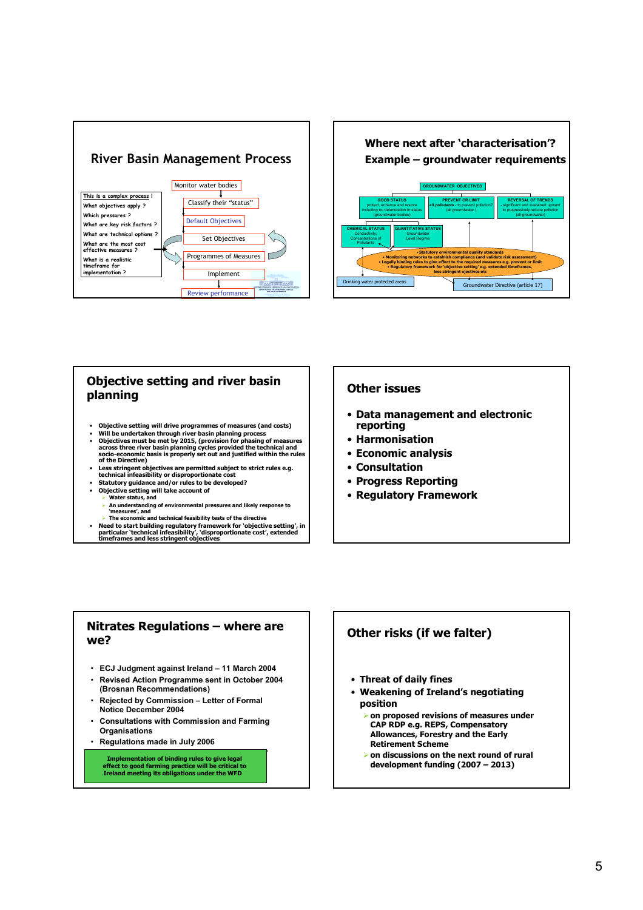## River Basin Management Process

- This is a complex process !
- What objectives apply ?
- Which pressures ?
- What are key risk factors ?
- What are technical options ?
- What are the most cost effective measures ?
- What is a realistic timeframe for implementation ?

Monitor water bodies → Classify their "status" → Default Objectives → Set Objectives → Programmes of Measures → Implement → Review performance

## Where next after 'characterisation'? Example – groundwater requirements

GROUNDWATER OBJECTIVES

- GOOD STATUS – protect, enhance and restore including no deterioration in status (groundwater bodies)
  - CHEMICAL STATUS – Conductivity; Concentrations of Pollutants
  - QUANTITATIVE STATUS – Groundwater Level Regime
- PREVENT OR LIMIT – all pollutants - to prevent pollution? (all groundwater)
- REVERSAL OF TRENDS – significant and sustained upward to progressively reduce pollution (all groundwater)

- Statutory environmental quality standards
- Monitoring networks to establish compliance (and validate risk assessment)
- Legally binding rules to give effect to the required measures e.g. prevent or limit
- Regulatory framework for 'objective setting' e.g. extended timeframes, less stringent objectives etc

Drinking water protected areas

Groundwater Directive (article 17)

## Objective setting and river basin planning

- Objective setting will drive programmes of measures (and costs)
- Will be undertaken through river basin planning process
- Objectives must be met by 2015, (provision for phasing of measures across three river basin planning cycles provided the technical and socio-economic basis is properly set out and justified within the rules of the Directive)
- Less stringent objectives are permitted subject to strict rules e.g. technical infeasibility or disproportionate cost
- Statutory guidance and/or rules to be developed?
- Objective setting will take account of
  - Water status, and
  - An understanding of environmental pressures and likely response to 'measures', and
  - The economic and technical feasibility tests of the directive
- Need to start building regulatory framework for 'objective setting', in particular 'technical infeasibility', 'disproportionate cost', extended timeframes and less stringent objectives

## Other issues

- Data management and electronic reporting
- Harmonisation
- Economic analysis
- Consultation
- Progress Reporting
- Regulatory Framework

## Nitrates Regulations – where are we?

- ECJ Judgment against Ireland – 11 March 2004
- Revised Action Programme sent in October 2004 (Brosnan Recommendations)
- Rejected by Commission – Letter of Formal Notice December 2004
- Consultations with Commission and Farming Organisations
- Regulations made in July 2006

**Implementation of binding rules to give legal effect to good farming practice will be critical to Ireland meeting its obligations under the WFD**

## Other risks (if we falter)

- Threat of daily fines
- Weakening of Ireland's negotiating position
  - on proposed revisions of measures under CAP RDP e.g. REPS, Compensatory Allowances, Forestry and the Early Retirement Scheme
  - on discussions on the next round of rural development funding (2007 – 2013)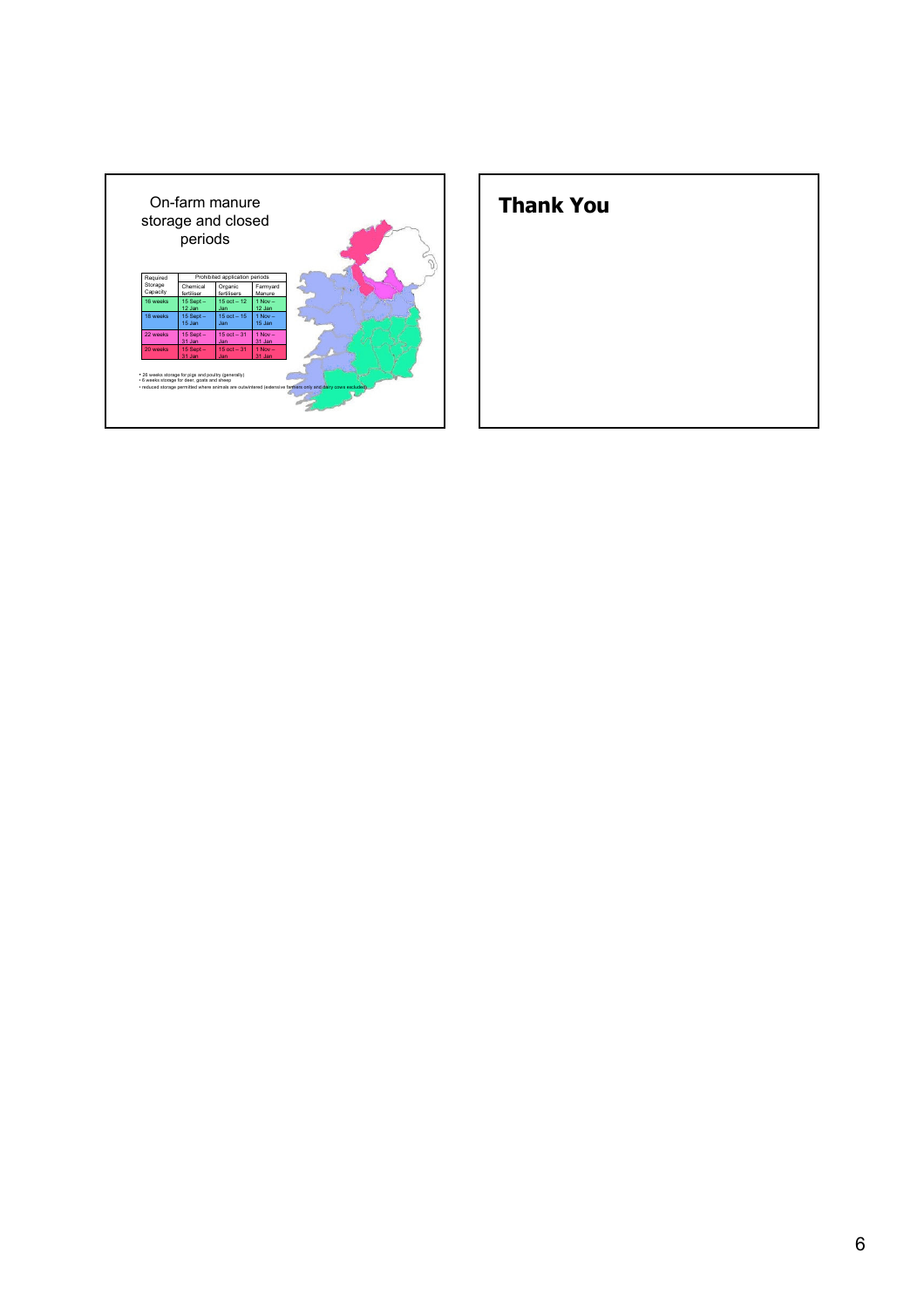## On-farm manure storage and closed periods

| Required Storage Capacity | Prohibited application periods | | |
|---|---|---|---|
| | Chemical fertiliser | Organic fertilisers | Farmyard Manure |
| 16 weeks | 15 Sept – 12 Jan | 15 oct – 12 Jan | 1 Nov – 12 Jan |
| 18 weeks | 15 Sept – 15 Jan | 15 oct – 15 Jan | 1 Nov – 15 Jan |
| 22 weeks | 15 Sept – 31 Jan | 15 oct – 31 Jan | 1 Nov – 31 Jan |
| 20 weeks | 15 Sept – 31 Jan | 15 oct – 31 Jan | 1 Nov – 31 Jan |

- 26 weeks storage for pigs and poultry (generally)
- 6 weeks storage for deer, goats and sheep
- reduced storage permitted where animals are outwintered (extensive farmers only and dairy cows excluded)

## Thank You